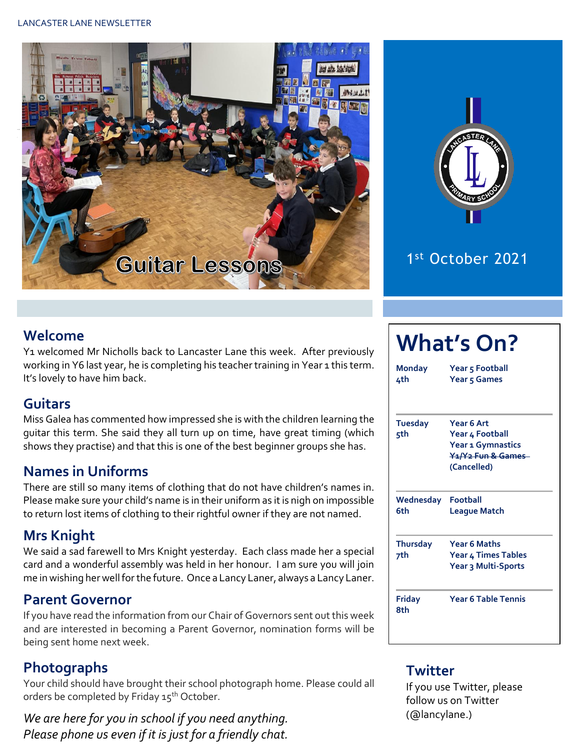LANCASTER LANE NEWSLETTER

Guitar Lessons

1st October 2021

## Welcome

Y1 welcomed Mr Nicholls back to Lancaster Lane this week. After previously working in Y6 last year, he is completing his teacher training in Year 1 this term. It's lovely to have him back.

## Guitars

Miss Galea has commented how impressed she is with the children learning the guitar this term. She said they all turn up on time, have great timing (which shows they practise) and that this is one of the best beginner groups she has.

## Names in Uniforms

There are still so many items of clothing that do not have children's names in. Please make sure your child's name is in their uniform as it is nigh on impossible to return lost items of clothing to their rightful owner if they are not named.

## Mrs Knight

We said a sad farewell to Mrs Knight yesterday. Each class made her a special card and a wonderful assembly was held in her honour. I am sure you will join me in wishing her well for the future. Once a Lancy Laner, always a Lancy Laner.

## Parent Governor

If you have read the information from our Chair of Governors sent out this week and are interested in becoming a Parent Governor, nomination forms will be being sent home next week.

## Photographs

Your child should have brought their school photograph home. Please could all orders be completed by Friday 15th October.

*We are here for you in school if you need anything. Please phone us even if it is just for a friendly chat.*

# What's On?

| Day | Activities |
|---|---|
| **Monday 4th** | **Year 5 Football**<br>**Year 5 Games** |
| **Tuesday 5th** | **Year 6 Art**<br>**Year 4 Football**<br>**Year 1 Gymnastics**<br>~~**Y1/Y2 Fun & Games**~~<br>**(Cancelled)** |
| **Wednesday 6th** | **Football League Match** |
| **Thursday 7th** | **Year 6 Maths**<br>**Year 4 Times Tables**<br>**Year 3 Multi-Sports** |
| **Friday 8th** | **Year 6 Table Tennis** |

## Twitter

If you use Twitter, please follow us on Twitter (@lancylane.)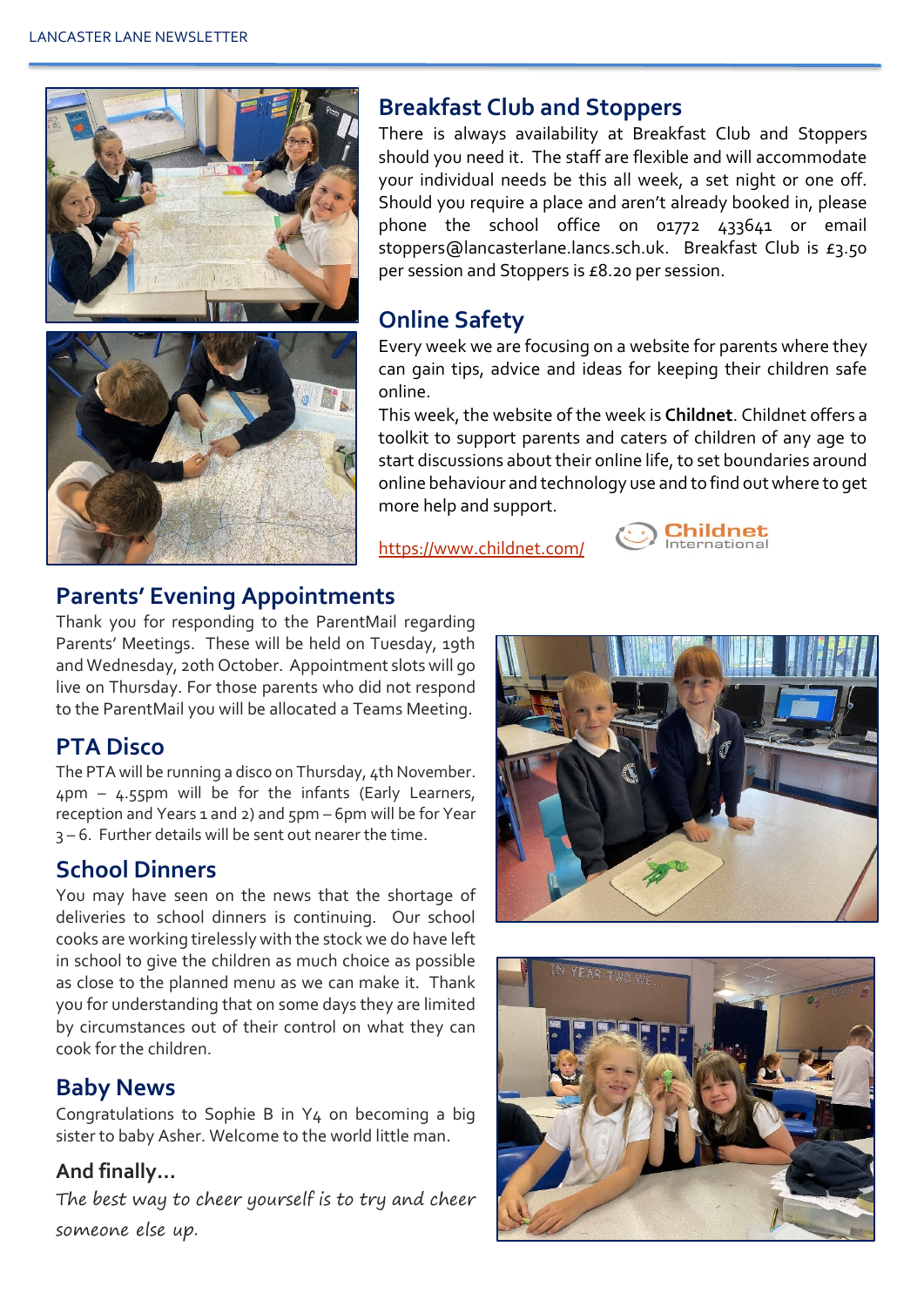## Breakfast Club and Stoppers

There is always availability at Breakfast Club and Stoppers should you need it. The staff are flexible and will accommodate your individual needs be this all week, a set night or one off. Should you require a place and aren't already booked in, please phone the school office on 01772 433641 or email stoppers@lancasterlane.lancs.sch.uk. Breakfast Club is £3.50 per session and Stoppers is £8.20 per session.

## Online Safety

Every week we are focusing on a website for parents where they can gain tips, advice and ideas for keeping their children safe online.

This week, the website of the week is **Childnet**. Childnet offers a toolkit to support parents and caters of children of any age to start discussions about their online life, to set boundaries around online behaviour and technology use and to find out where to get more help and support.

https://www.childnet.com/

## Parents' Evening Appointments

Thank you for responding to the ParentMail regarding Parents' Meetings. These will be held on Tuesday, 19th and Wednesday, 20th October. Appointment slots will go live on Thursday. For those parents who did not respond to the ParentMail you will be allocated a Teams Meeting.

## PTA Disco

The PTA will be running a disco on Thursday, 4th November. 4pm – 4.55pm will be for the infants (Early Learners, reception and Years 1 and 2) and 5pm – 6pm will be for Year 3 – 6. Further details will be sent out nearer the time.

## School Dinners

You may have seen on the news that the shortage of deliveries to school dinners is continuing. Our school cooks are working tirelessly with the stock we do have left in school to give the children as much choice as possible as close to the planned menu as we can make it. Thank you for understanding that on some days they are limited by circumstances out of their control on what they can cook for the children.

## Baby News

Congratulations to Sophie B in Y4 on becoming a big sister to baby Asher. Welcome to the world little man.

## And finally…

*The best way to cheer yourself is to try and cheer someone else up.*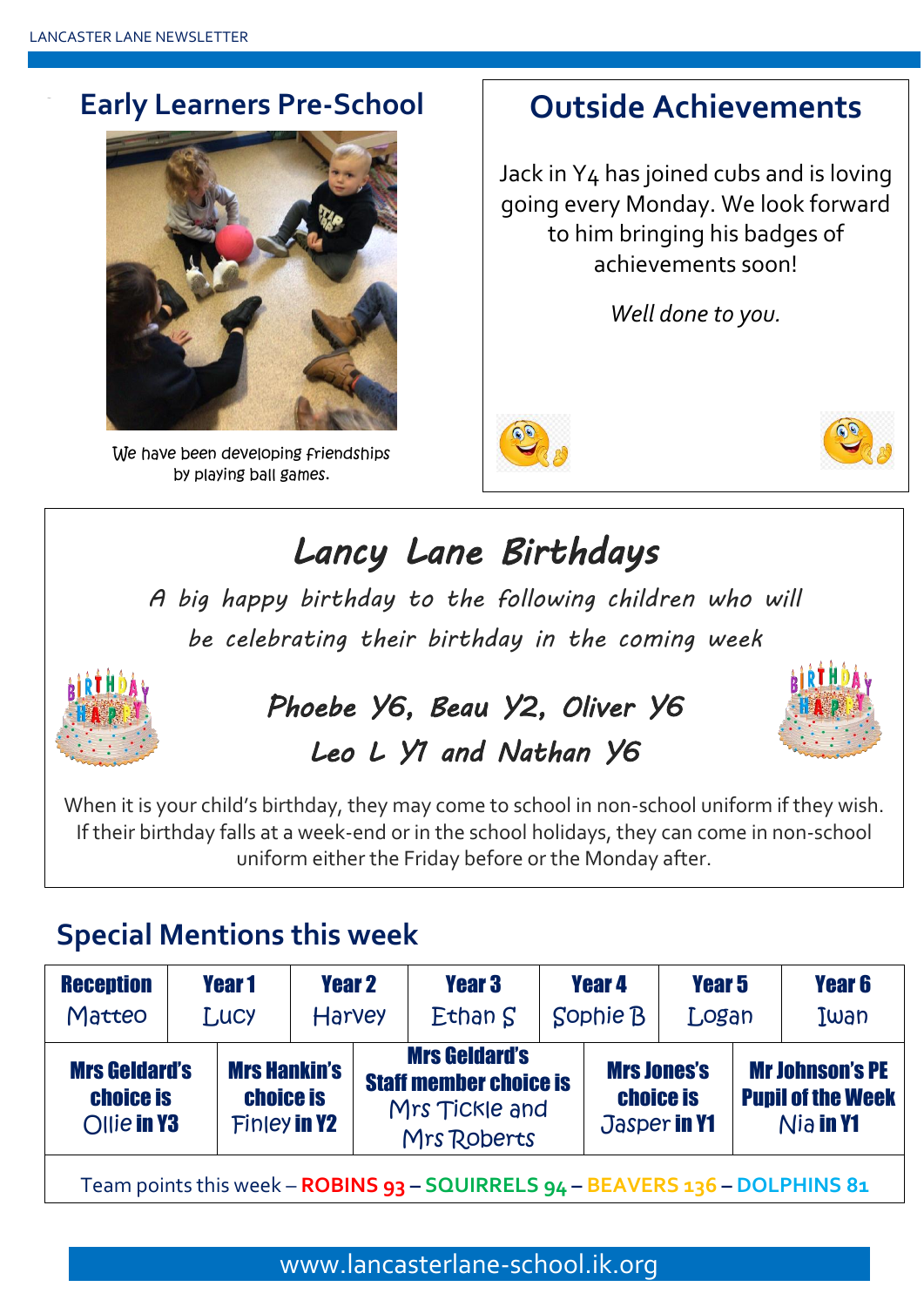## Early Learners Pre-School

We have been developing friendships by playing ball games.

## Outside Achievements

Jack in Y4 has joined cubs and is loving going every Monday. We look forward to him bringing his badges of achievements soon!

*Well done to you.*

## *Lancy Lane Birthdays*

*A big happy birthday to the following children who will be celebrating their birthday in the coming week*

***Phoebe Y6, Beau Y2, Oliver Y6***
***Leo L Y1 and Nathan Y6***

When it is your child's birthday, they may come to school in non-school uniform if they wish. If their birthday falls at a week-end or in the school holidays, they can come in non-school uniform either the Friday before or the Monday after.

## Special Mentions this week

| **Reception** | **Year 1** | **Year 2** | **Year 3** | **Year 4** | **Year 5** | **Year 6** |
|---|---|---|---|---|---|---|
| Matteo | Lucy | Harvey | Ethan S | Sophie B | Logan | Iwan |

| **Mrs Geldard's choice is** | **Mrs Hankin's choice is** | **Mrs Geldard's Staff member choice is** | **Mrs Jones's choice is** | **Mr Johnson's PE Pupil of the Week** |
|---|---|---|---|---|
| Ollie **in Y3** | Finley **in Y2** | Mrs Tickle and Mrs Roberts | Jasper **in Y1** | Nia **in Y1** |

Team points this week – **ROBINS 93** – **SQUIRRELS 94** – **BEAVERS 136** – **DOLPHINS 81**